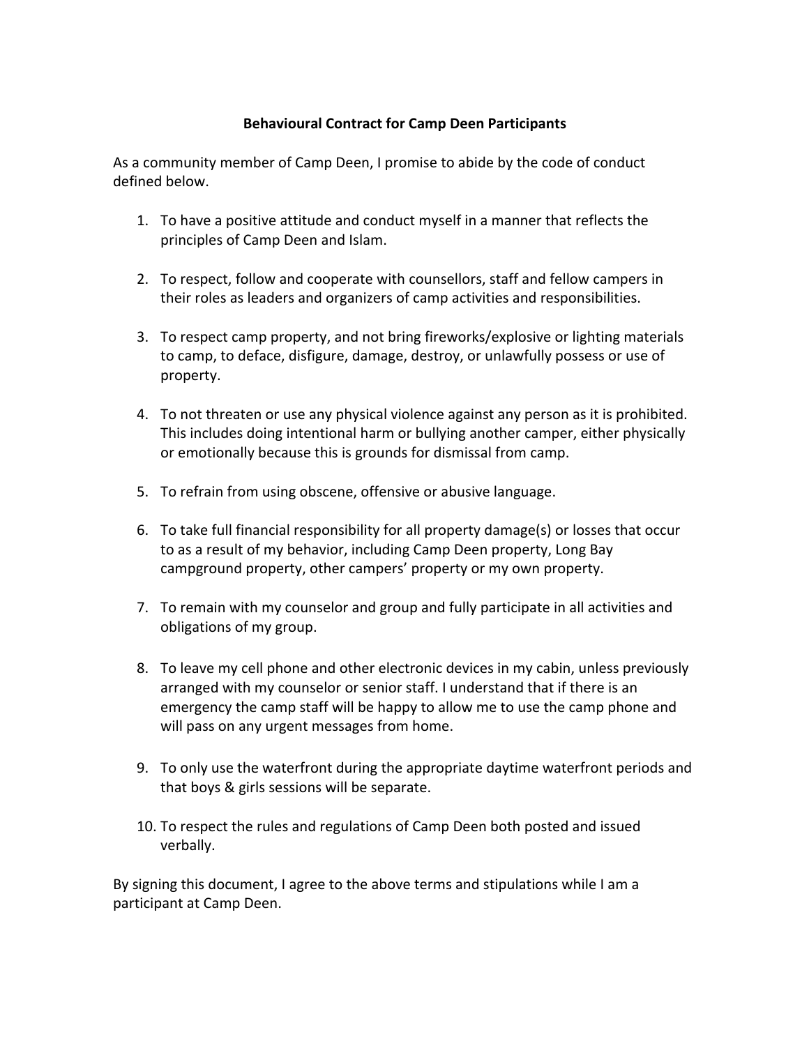**Behavioural Contract for Camp Deen Participants**

As a community member of Camp Deen, I promise to abide by the code of conduct defined below.

1. To have a positive attitude and conduct myself in a manner that reflects the principles of Camp Deen and Islam.

2. To respect, follow and cooperate with counsellors, staff and fellow campers in their roles as leaders and organizers of camp activities and responsibilities.

3. To respect camp property, and not bring fireworks/explosive or lighting materials to camp, to deface, disfigure, damage, destroy, or unlawfully possess or use of property.

4. To not threaten or use any physical violence against any person as it is prohibited. This includes doing intentional harm or bullying another camper, either physically or emotionally because this is grounds for dismissal from camp.

5. To refrain from using obscene, offensive or abusive language.

6. To take full financial responsibility for all property damage(s) or losses that occur to as a result of my behavior, including Camp Deen property, Long Bay campground property, other campers' property or my own property.

7. To remain with my counselor and group and fully participate in all activities and obligations of my group.

8. To leave my cell phone and other electronic devices in my cabin, unless previously arranged with my counselor or senior staff. I understand that if there is an emergency the camp staff will be happy to allow me to use the camp phone and will pass on any urgent messages from home.

9. To only use the waterfront during the appropriate daytime waterfront periods and that boys & girls sessions will be separate.

10. To respect the rules and regulations of Camp Deen both posted and issued verbally.

By signing this document, I agree to the above terms and stipulations while I am a participant at Camp Deen.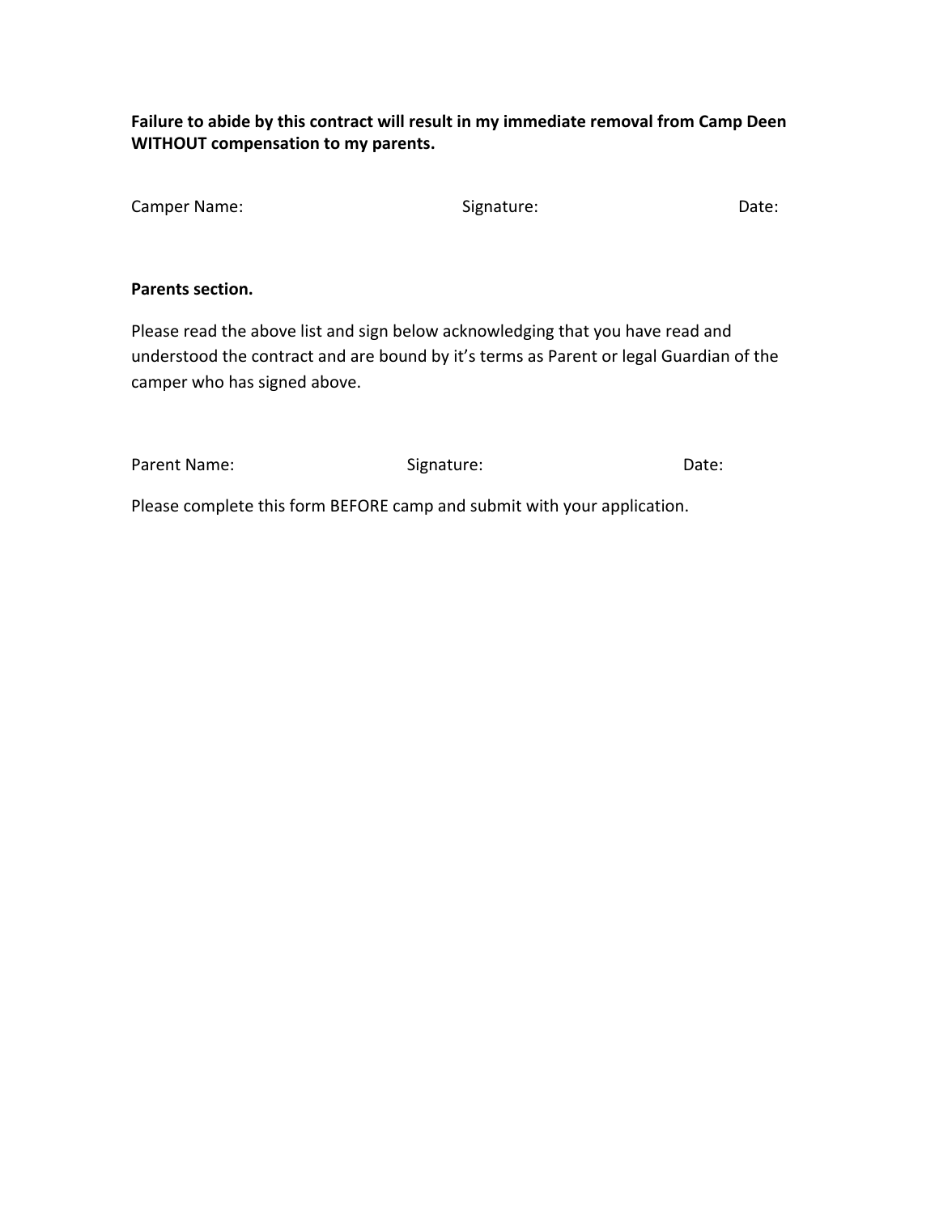**Failure to abide by this contract will result in my immediate removal from Camp Deen WITHOUT compensation to my parents.**

Camper Name: Signature: Date:

**Parents section.**

Please read the above list and sign below acknowledging that you have read and understood the contract and are bound by it's terms as Parent or legal Guardian of the camper who has signed above.

Parent Name: Signature: Date:

Please complete this form BEFORE camp and submit with your application.